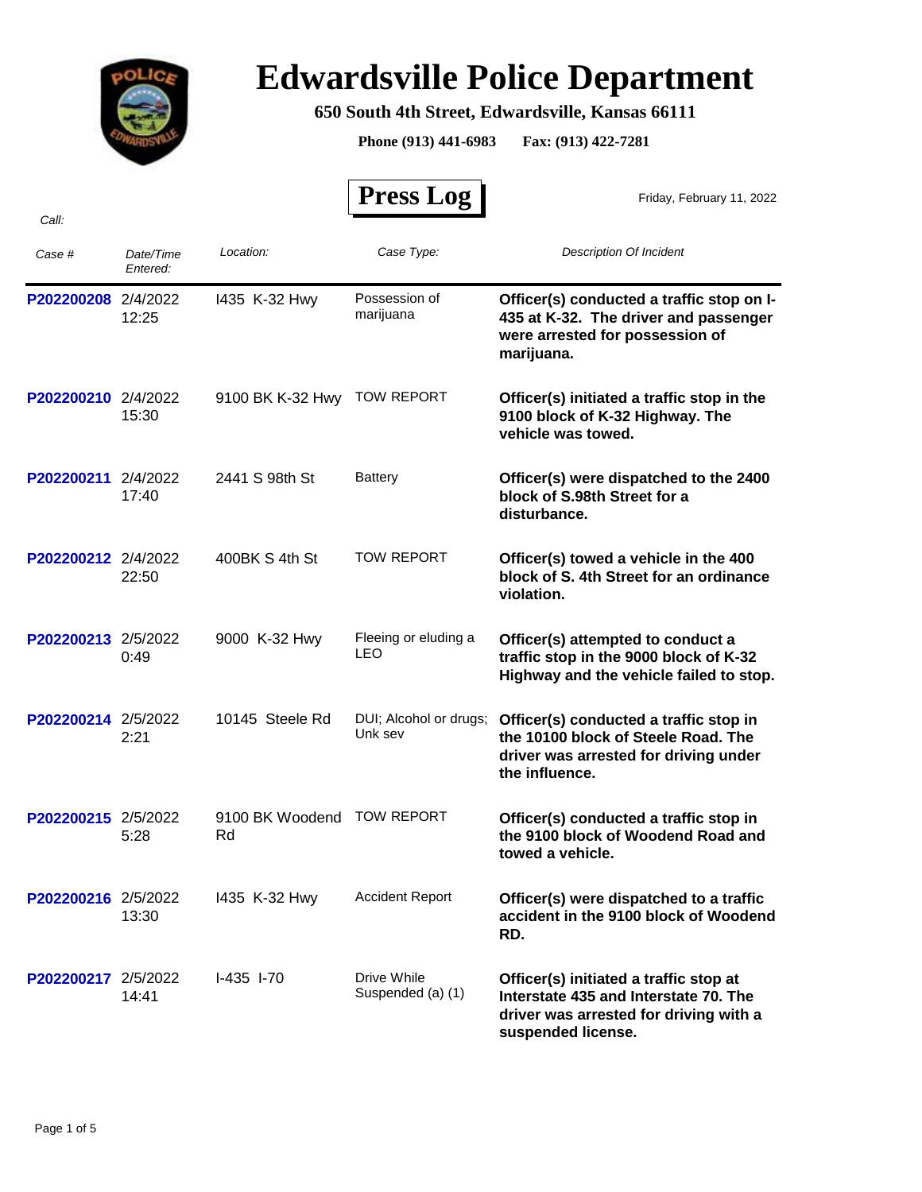# Edwardsville Police Department

**650 South 4th Street, Edwardsville, Kansas 66111**

**Phone (913) 441-6983 Fax: (913) 422-7281**

## Press Log

Friday, February 11, 2022

*Call:*

| *Case #* | *Date/Time Entered:* | *Location:* | *Case Type:* | *Description Of Incident* |
|---|---|---|---|---|
| P202200208 | 2/4/2022 12:25 | I435 K-32 Hwy | Possession of marijuana | **Officer(s) conducted a traffic stop on I-435 at K-32. The driver and passenger were arrested for possession of marijuana.** |
| P202200210 | 2/4/2022 15:30 | 9100 BK K-32 Hwy | TOW REPORT | **Officer(s) initiated a traffic stop in the 9100 block of K-32 Highway. The vehicle was towed.** |
| P202200211 | 2/4/2022 17:40 | 2441 S 98th St | Battery | **Officer(s) were dispatched to the 2400 block of S.98th Street for a disturbance.** |
| P202200212 | 2/4/2022 22:50 | 400BK S 4th St | TOW REPORT | **Officer(s) towed a vehicle in the 400 block of S. 4th Street for an ordinance violation.** |
| P202200213 | 2/5/2022 0:49 | 9000 K-32 Hwy | Fleeing or eluding a LEO | **Officer(s) attempted to conduct a traffic stop in the 9000 block of K-32 Highway and the vehicle failed to stop.** |
| P202200214 | 2/5/2022 2:21 | 10145 Steele Rd | DUI; Alcohol or drugs; Unk sev | **Officer(s) conducted a traffic stop in the 10100 block of Steele Road. The driver was arrested for driving under the influence.** |
| P202200215 | 2/5/2022 5:28 | 9100 BK Woodend Rd | TOW REPORT | **Officer(s) conducted a traffic stop in the 9100 block of Woodend Road and towed a vehicle.** |
| P202200216 | 2/5/2022 13:30 | I435 K-32 Hwy | Accident Report | **Officer(s) were dispatched to a traffic accident in the 9100 block of Woodend RD.** |
| P202200217 | 2/5/2022 14:41 | I-435 I-70 | Drive While Suspended (a) (1) | **Officer(s) initiated a traffic stop at Interstate 435 and Interstate 70. The driver was arrested for driving with a suspended license.** |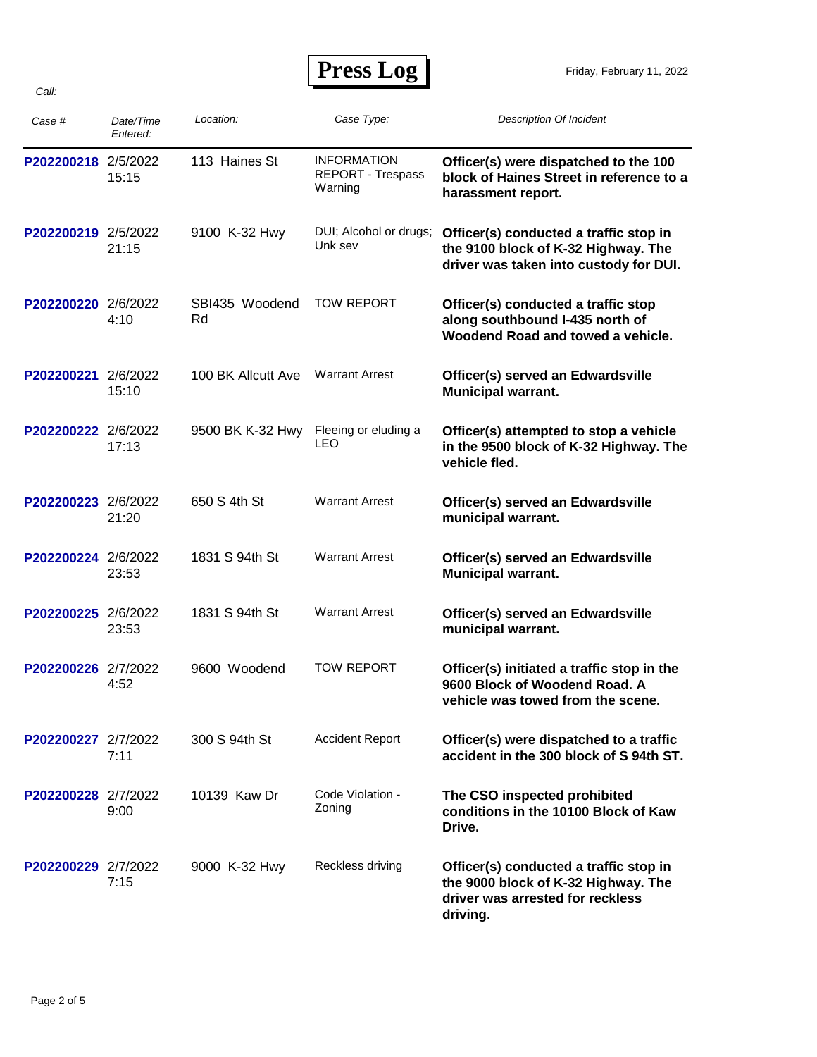# Press Log

Friday, February 11, 2022

*Call:*

| *Case #* | *Date/Time Entered:* | *Location:* | *Case Type:* | *Description Of Incident* |
|---|---|---|---|---|
| P202200218 | 2/5/2022 15:15 | 113 Haines St | INFORMATION REPORT - Trespass Warning | **Officer(s) were dispatched to the 100 block of Haines Street in reference to a harassment report.** |
| P202200219 | 2/5/2022 21:15 | 9100 K-32 Hwy | DUI; Alcohol or drugs; Unk sev | **Officer(s) conducted a traffic stop in the 9100 block of K-32 Highway. The driver was taken into custody for DUI.** |
| P202200220 | 2/6/2022 4:10 | SBI435 Woodend Rd | TOW REPORT | **Officer(s) conducted a traffic stop along southbound I-435 north of Woodend Road and towed a vehicle.** |
| P202200221 | 2/6/2022 15:10 | 100 BK Allcutt Ave | Warrant Arrest | **Officer(s) served an Edwardsville Municipal warrant.** |
| P202200222 | 2/6/2022 17:13 | 9500 BK K-32 Hwy | Fleeing or eluding a LEO | **Officer(s) attempted to stop a vehicle in the 9500 block of K-32 Highway. The vehicle fled.** |
| P202200223 | 2/6/2022 21:20 | 650 S 4th St | Warrant Arrest | **Officer(s) served an Edwardsville municipal warrant.** |
| P202200224 | 2/6/2022 23:53 | 1831 S 94th St | Warrant Arrest | **Officer(s) served an Edwardsville Municipal warrant.** |
| P202200225 | 2/6/2022 23:53 | 1831 S 94th St | Warrant Arrest | **Officer(s) served an Edwardsville municipal warrant.** |
| P202200226 | 2/7/2022 4:52 | 9600 Woodend | TOW REPORT | **Officer(s) initiated a traffic stop in the 9600 Block of Woodend Road. A vehicle was towed from the scene.** |
| P202200227 | 2/7/2022 7:11 | 300 S 94th St | Accident Report | **Officer(s) were dispatched to a traffic accident in the 300 block of S 94th ST.** |
| P202200228 | 2/7/2022 9:00 | 10139 Kaw Dr | Code Violation - Zoning | **The CSO inspected prohibited conditions in the 10100 Block of Kaw Drive.** |
| P202200229 | 2/7/2022 7:15 | 9000 K-32 Hwy | Reckless driving | **Officer(s) conducted a traffic stop in the 9000 block of K-32 Highway. The driver was arrested for reckless driving.** |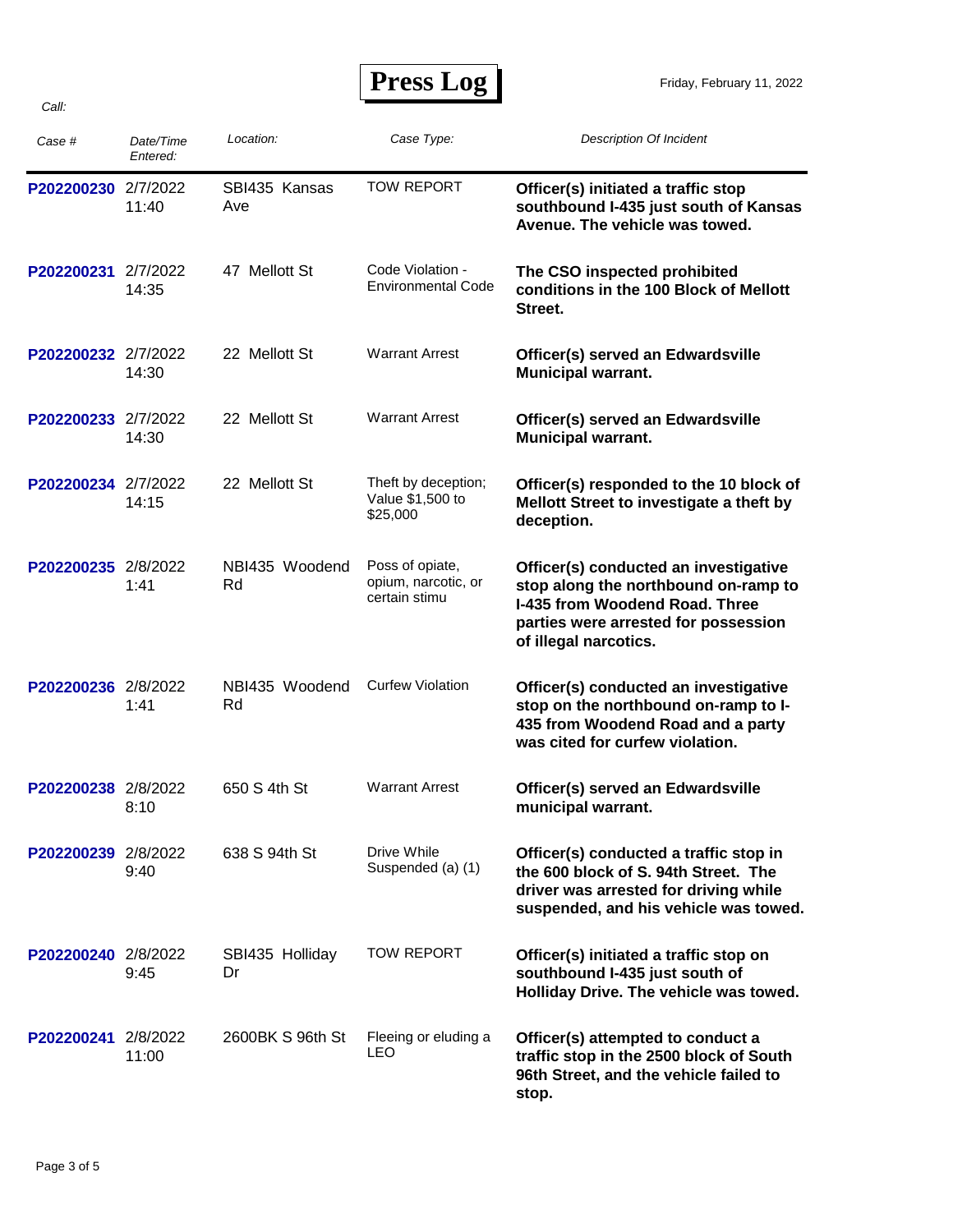# Press Log

Friday, February 11, 2022

*Call:*

| *Case #* | *Date/Time Entered:* | *Location:* | *Case Type:* | *Description Of Incident* |
|---|---|---|---|---|
| **P202200230** | 2/7/2022 11:40 | SBI435 Kansas Ave | TOW REPORT | **Officer(s) initiated a traffic stop southbound I-435 just south of Kansas Avenue. The vehicle was towed.** |
| **P202200231** | 2/7/2022 14:35 | 47 Mellott St | Code Violation - Environmental Code | **The CSO inspected prohibited conditions in the 100 Block of Mellott Street.** |
| **P202200232** | 2/7/2022 14:30 | 22 Mellott St | Warrant Arrest | **Officer(s) served an Edwardsville Municipal warrant.** |
| **P202200233** | 2/7/2022 14:30 | 22 Mellott St | Warrant Arrest | **Officer(s) served an Edwardsville Municipal warrant.** |
| **P202200234** | 2/7/2022 14:15 | 22 Mellott St | Theft by deception; Value $1,500 to $25,000 | **Officer(s) responded to the 10 block of Mellott Street to investigate a theft by deception.** |
| **P202200235** | 2/8/2022 1:41 | NBI435 Woodend Rd | Poss of opiate, opium, narcotic, or certain stimu | **Officer(s) conducted an investigative stop along the northbound on-ramp to I-435 from Woodend Road. Three parties were arrested for possession of illegal narcotics.** |
| **P202200236** | 2/8/2022 1:41 | NBI435 Woodend Rd | Curfew Violation | **Officer(s) conducted an investigative stop on the northbound on-ramp to I-435 from Woodend Road and a party was cited for curfew violation.** |
| **P202200238** | 2/8/2022 8:10 | 650 S 4th St | Warrant Arrest | **Officer(s) served an Edwardsville municipal warrant.** |
| **P202200239** | 2/8/2022 9:40 | 638 S 94th St | Drive While Suspended (a) (1) | **Officer(s) conducted a traffic stop in the 600 block of S. 94th Street. The driver was arrested for driving while suspended, and his vehicle was towed.** |
| **P202200240** | 2/8/2022 9:45 | SBI435 Holliday Dr | TOW REPORT | **Officer(s) initiated a traffic stop on southbound I-435 just south of Holliday Drive. The vehicle was towed.** |
| **P202200241** | 2/8/2022 11:00 | 2600BK S 96th St | Fleeing or eluding a LEO | **Officer(s) attempted to conduct a traffic stop in the 2500 block of South 96th Street, and the vehicle failed to stop.** |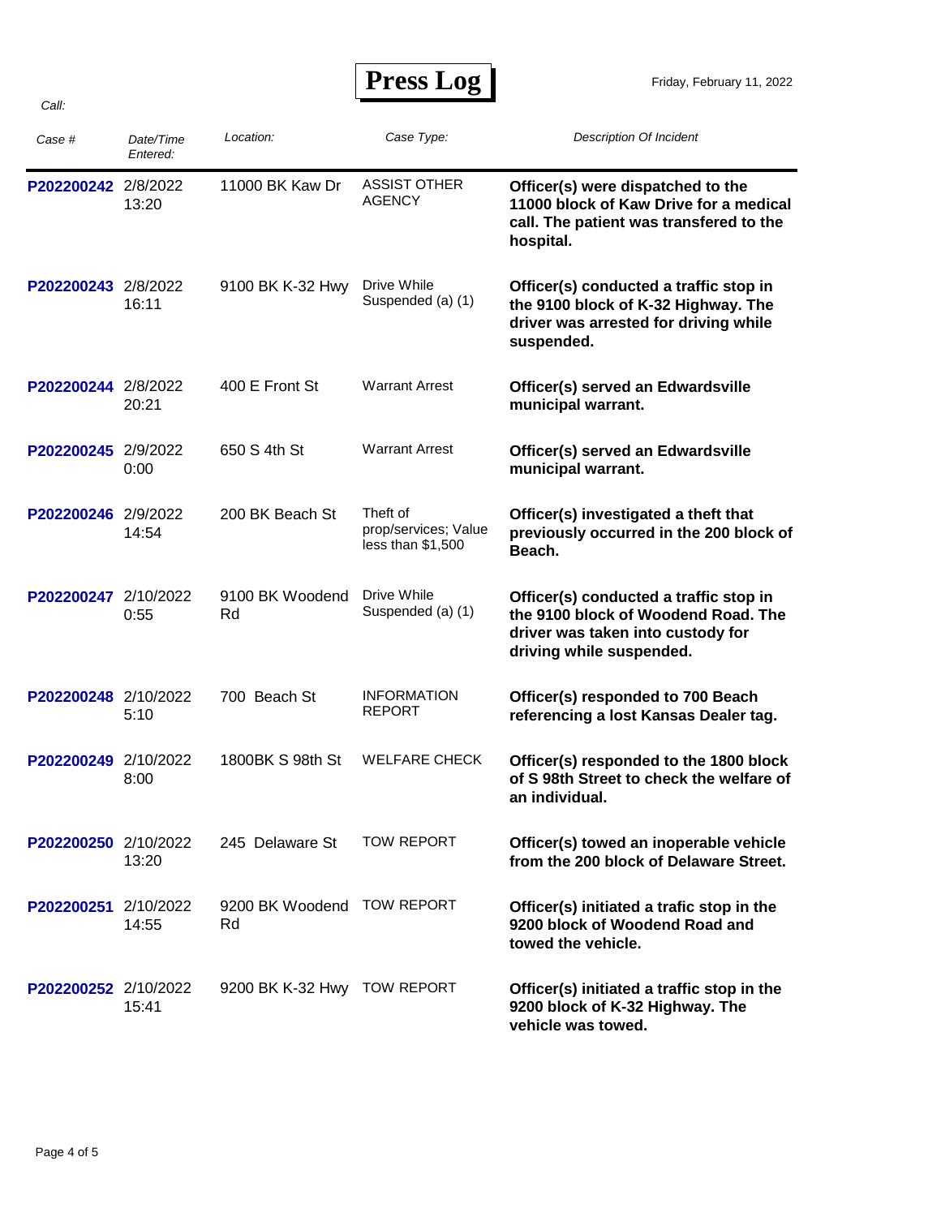# Press Log

Friday, February 11, 2022

*Call:*

| *Case #* | *Date/Time Entered:* | *Location:* | *Case Type:* | *Description Of Incident* |
|---|---|---|---|---|
| P202200242 | 2/8/2022 13:20 | 11000 BK Kaw Dr | ASSIST OTHER AGENCY | **Officer(s) were dispatched to the 11000 block of Kaw Drive for a medical call. The patient was transfered to the hospital.** |
| P202200243 | 2/8/2022 16:11 | 9100 BK K-32 Hwy | Drive While Suspended (a) (1) | **Officer(s) conducted a traffic stop in the 9100 block of K-32 Highway. The driver was arrested for driving while suspended.** |
| P202200244 | 2/8/2022 20:21 | 400 E Front St | Warrant Arrest | **Officer(s) served an Edwardsville municipal warrant.** |
| P202200245 | 2/9/2022 0:00 | 650 S 4th St | Warrant Arrest | **Officer(s) served an Edwardsville municipal warrant.** |
| P202200246 | 2/9/2022 14:54 | 200 BK Beach St | Theft of prop/services; Value less than $1,500 | **Officer(s) investigated a theft that previously occurred in the 200 block of Beach.** |
| P202200247 | 2/10/2022 0:55 | 9100 BK Woodend Rd | Drive While Suspended (a) (1) | **Officer(s) conducted a traffic stop in the 9100 block of Woodend Road. The driver was taken into custody for driving while suspended.** |
| P202200248 | 2/10/2022 5:10 | 700 Beach St | INFORMATION REPORT | **Officer(s) responded to 700 Beach referencing a lost Kansas Dealer tag.** |
| P202200249 | 2/10/2022 8:00 | 1800BK S 98th St | WELFARE CHECK | **Officer(s) responded to the 1800 block of S 98th Street to check the welfare of an individual.** |
| P202200250 | 2/10/2022 13:20 | 245 Delaware St | TOW REPORT | **Officer(s) towed an inoperable vehicle from the 200 block of Delaware Street.** |
| P202200251 | 2/10/2022 14:55 | 9200 BK Woodend Rd | TOW REPORT | **Officer(s) initiated a trafic stop in the 9200 block of Woodend Road and towed the vehicle.** |
| P202200252 | 2/10/2022 15:41 | 9200 BK K-32 Hwy | TOW REPORT | **Officer(s) initiated a traffic stop in the 9200 block of K-32 Highway. The vehicle was towed.** |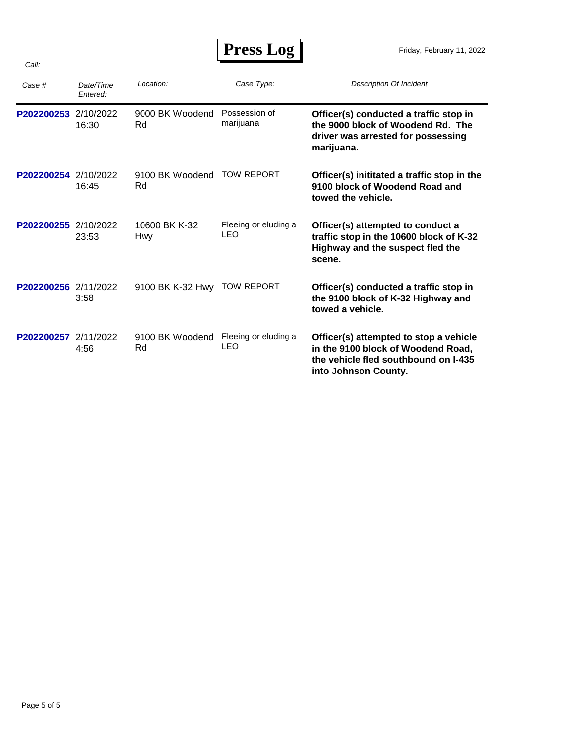# Press Log

Friday, February 11, 2022

*Call:*

| *Case #* | *Date/Time Entered:* | *Location:* | *Case Type:* | *Description Of Incident* |
|---|---|---|---|---|
| **P202200253** | 2/10/2022 16:30 | 9000 BK Woodend Rd | Possession of marijuana | **Officer(s) conducted a traffic stop in the 9000 block of Woodend Rd. The driver was arrested for possessing marijuana.** |
| **P202200254** | 2/10/2022 16:45 | 9100 BK Woodend Rd | TOW REPORT | **Officer(s) inititated a traffic stop in the 9100 block of Woodend Road and towed the vehicle.** |
| **P202200255** | 2/10/2022 23:53 | 10600 BK K-32 Hwy | Fleeing or eluding a LEO | **Officer(s) attempted to conduct a traffic stop in the 10600 block of K-32 Highway and the suspect fled the scene.** |
| **P202200256** | 2/11/2022 3:58 | 9100 BK K-32 Hwy | TOW REPORT | **Officer(s) conducted a traffic stop in the 9100 block of K-32 Highway and towed a vehicle.** |
| **P202200257** | 2/11/2022 4:56 | 9100 BK Woodend Rd | Fleeing or eluding a LEO | **Officer(s) attempted to stop a vehicle in the 9100 block of Woodend Road, the vehicle fled southbound on I-435 into Johnson County.** |